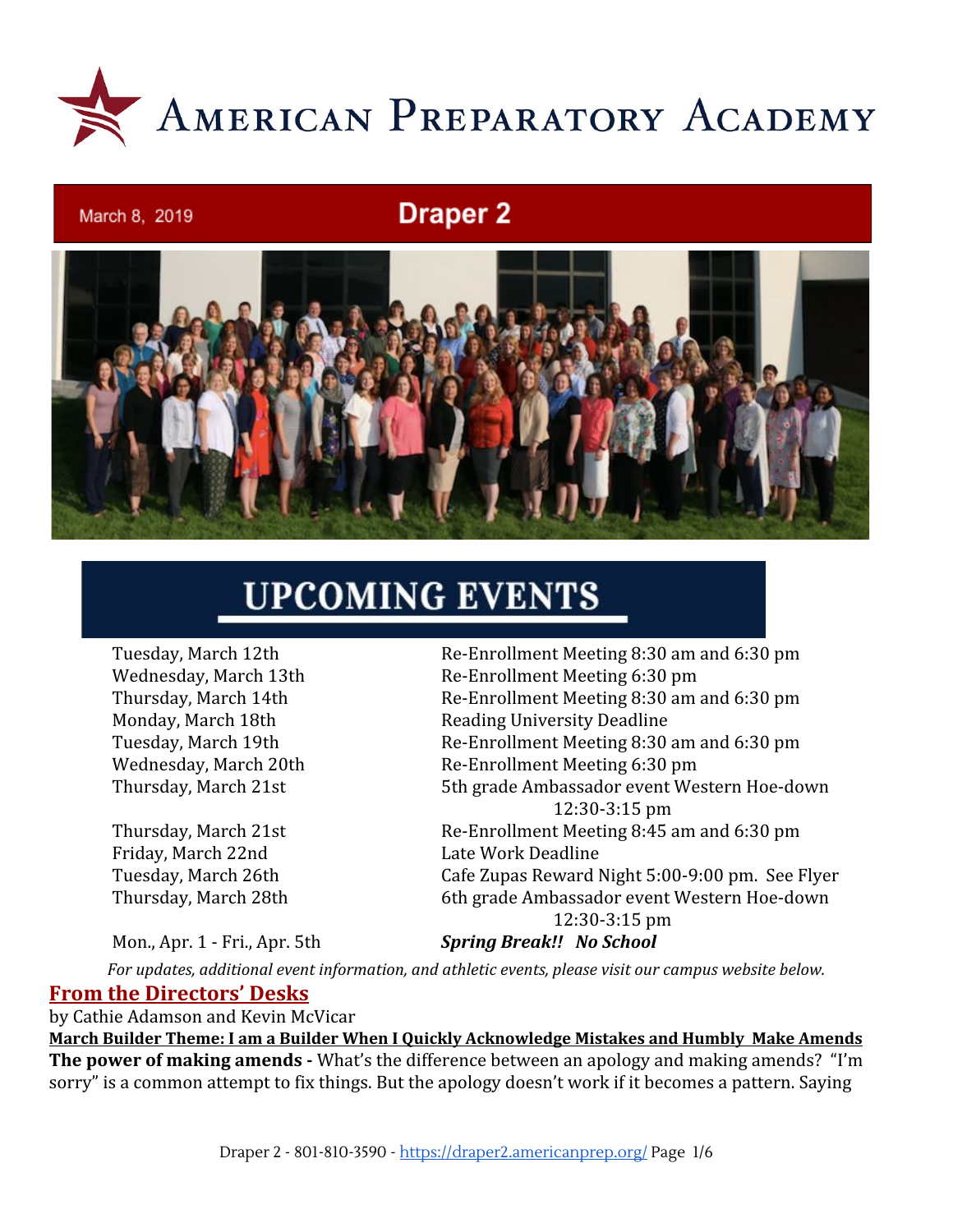# American Preparatory Academy

March 8, 2019

## Draper 2

## UPCOMING EVENTS

| | |
|---|---|
| Tuesday, March 12th | Re-Enrollment Meeting 8:30 am and 6:30 pm |
| Wednesday, March 13th | Re-Enrollment Meeting 6:30 pm |
| Thursday, March 14th | Re-Enrollment Meeting 8:30 am and 6:30 pm |
| Monday, March 18th | Reading University Deadline |
| Tuesday, March 19th | Re-Enrollment Meeting 8:30 am and 6:30 pm |
| Wednesday, March 20th | Re-Enrollment Meeting 6:30 pm |
| Thursday, March 21st | 5th grade Ambassador event Western Hoe-down 12:30-3:15 pm |
| Thursday, March 21st | Re-Enrollment Meeting 8:45 am and 6:30 pm |
| Friday, March 22nd | Late Work Deadline |
| Tuesday, March 26th | Cafe Zupas Reward Night 5:00-9:00 pm. See Flyer |
| Thursday, March 28th | 6th grade Ambassador event Western Hoe-down 12:30-3:15 pm |
| Mon., Apr. 1 - Fri., Apr. 5th | ***Spring Break!! No School*** |

*For updates, additional event information, and athletic events, please visit our campus website below.*

## From the Directors' Desks

by Cathie Adamson and Kevin McVicar

**March Builder Theme: I am a Builder When I Quickly Acknowledge Mistakes and Humbly Make Amends**

**The power of making amends -** What's the difference between an apology and making amends? "I'm sorry" is a common attempt to fix things. But the apology doesn't work if it becomes a pattern. Saying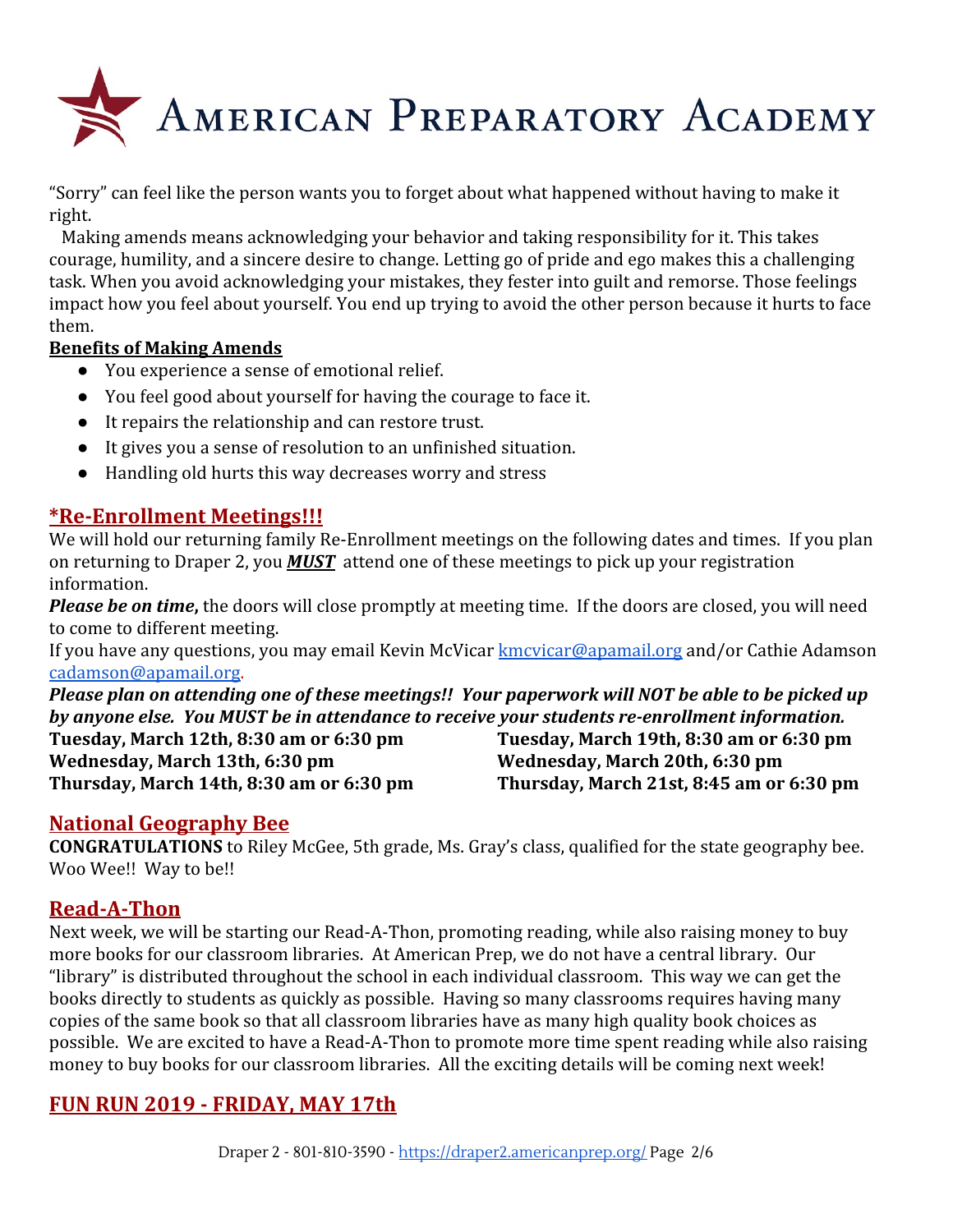"Sorry" can feel like the person wants you to forget about what happened without having to make it right.

Making amends means acknowledging your behavior and taking responsibility for it. This takes courage, humility, and a sincere desire to change. Letting go of pride and ego makes this a challenging task. When you avoid acknowledging your mistakes, they fester into guilt and remorse. Those feelings impact how you feel about yourself. You end up trying to avoid the other person because it hurts to face them.

**Benefits of Making Amends**

- You experience a sense of emotional relief.
- You feel good about yourself for having the courage to face it.
- It repairs the relationship and can restore trust.
- It gives you a sense of resolution to an unfinished situation.
- Handling old hurts this way decreases worry and stress

## *Re-Enrollment Meetings!!!

We will hold our returning family Re-Enrollment meetings on the following dates and times. If you plan on returning to Draper 2, you ***MUST*** attend one of these meetings to pick up your registration information.

***Please be on time*,** the doors will close promptly at meeting time. If the doors are closed, you will need to come to different meeting.

If you have any questions, you may email Kevin McVicar kmcvicar@apamail.org and/or Cathie Adamson cadamson@apamail.org.

***Please plan on attending one of these meetings!! Your paperwork will NOT be able to be picked up by anyone else. You MUST be in attendance to receive your students re-enrollment information.***

**Tuesday, March 12th, 8:30 am or 6:30 pm**
**Wednesday, March 13th, 6:30 pm**
**Thursday, March 14th, 8:30 am or 6:30 pm**
**Tuesday, March 19th, 8:30 am or 6:30 pm**
**Wednesday, March 20th, 6:30 pm**
**Thursday, March 21st, 8:45 am or 6:30 pm**

## National Geography Bee

**CONGRATULATIONS** to Riley McGee, 5th grade, Ms. Gray's class, qualified for the state geography bee. Woo Wee!! Way to be!!

## Read-A-Thon

Next week, we will be starting our Read-A-Thon, promoting reading, while also raising money to buy more books for our classroom libraries. At American Prep, we do not have a central library. Our "library" is distributed throughout the school in each individual classroom. This way we can get the books directly to students as quickly as possible. Having so many classrooms requires having many copies of the same book so that all classroom libraries have as many high quality book choices as possible. We are excited to have a Read-A-Thon to promote more time spent reading while also raising money to buy books for our classroom libraries. All the exciting details will be coming next week!

## FUN RUN 2019 - FRIDAY, MAY 17th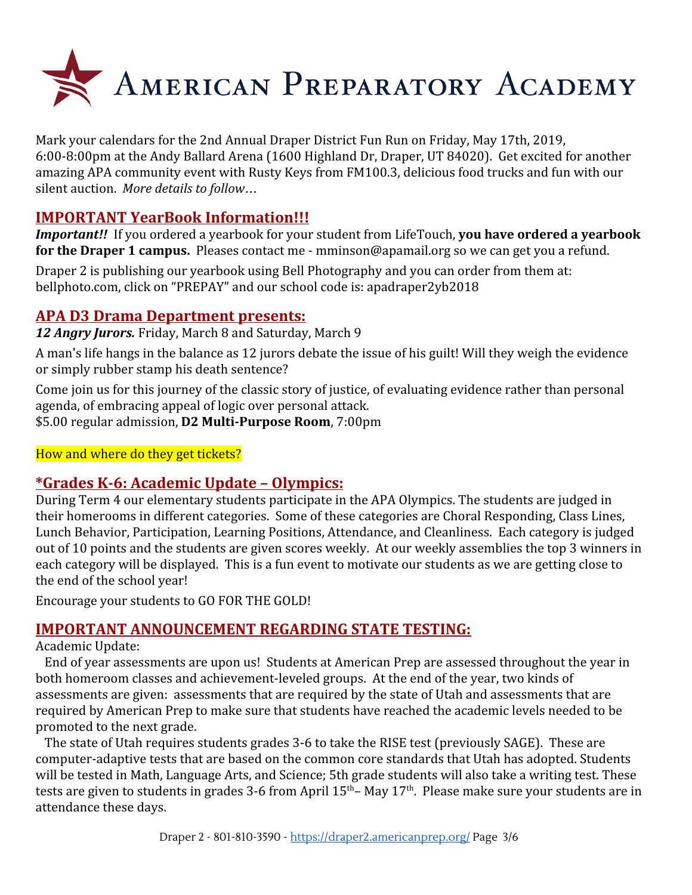# American Preparatory Academy

Mark your calendars for the 2nd Annual Draper District Fun Run on Friday, May 17th, 2019, 6:00-8:00pm at the Andy Ballard Arena (1600 Highland Dr, Draper, UT 84020). Get excited for another amazing APA community event with Rusty Keys from FM100.3, delicious food trucks and fun with our silent auction. *More details to follow…*

## IMPORTANT YearBook Information!!!

***Important!!*** If you ordered a yearbook for your student from LifeTouch, **you have ordered a yearbook for the Draper 1 campus.** Pleases contact me - mminson@apamail.org so we can get you a refund.

Draper 2 is publishing our yearbook using Bell Photography and you can order from them at: bellphoto.com, click on "PREPAY" and our school code is: apadraper2yb2018

## APA D3 Drama Department presents:

***12 Angry Jurors.*** Friday, March 8 and Saturday, March 9

A man's life hangs in the balance as 12 jurors debate the issue of his guilt! Will they weigh the evidence or simply rubber stamp his death sentence?

Come join us for this journey of the classic story of justice, of evaluating evidence rather than personal agenda, of embracing appeal of logic over personal attack.
$5.00 regular admission, **D2 Multi-Purpose Room**, 7:00pm

How and where do they get tickets?

## *Grades K-6: Academic Update – Olympics:

During Term 4 our elementary students participate in the APA Olympics. The students are judged in their homerooms in different categories. Some of these categories are Choral Responding, Class Lines, Lunch Behavior, Participation, Learning Positions, Attendance, and Cleanliness. Each category is judged out of 10 points and the students are given scores weekly. At our weekly assemblies the top 3 winners in each category will be displayed. This is a fun event to motivate our students as we are getting close to the end of the school year!

Encourage your students to GO FOR THE GOLD!

## IMPORTANT ANNOUNCEMENT REGARDING STATE TESTING:

Academic Update:

End of year assessments are upon us! Students at American Prep are assessed throughout the year in both homeroom classes and achievement-leveled groups. At the end of the year, two kinds of assessments are given: assessments that are required by the state of Utah and assessments that are required by American Prep to make sure that students have reached the academic levels needed to be promoted to the next grade.

The state of Utah requires students grades 3-6 to take the RISE test (previously SAGE). These are computer-adaptive tests that are based on the common core standards that Utah has adopted. Students will be tested in Math, Language Arts, and Science; 5th grade students will also take a writing test. These tests are given to students in grades 3-6 from April 15th– May 17th. Please make sure your students are in attendance these days.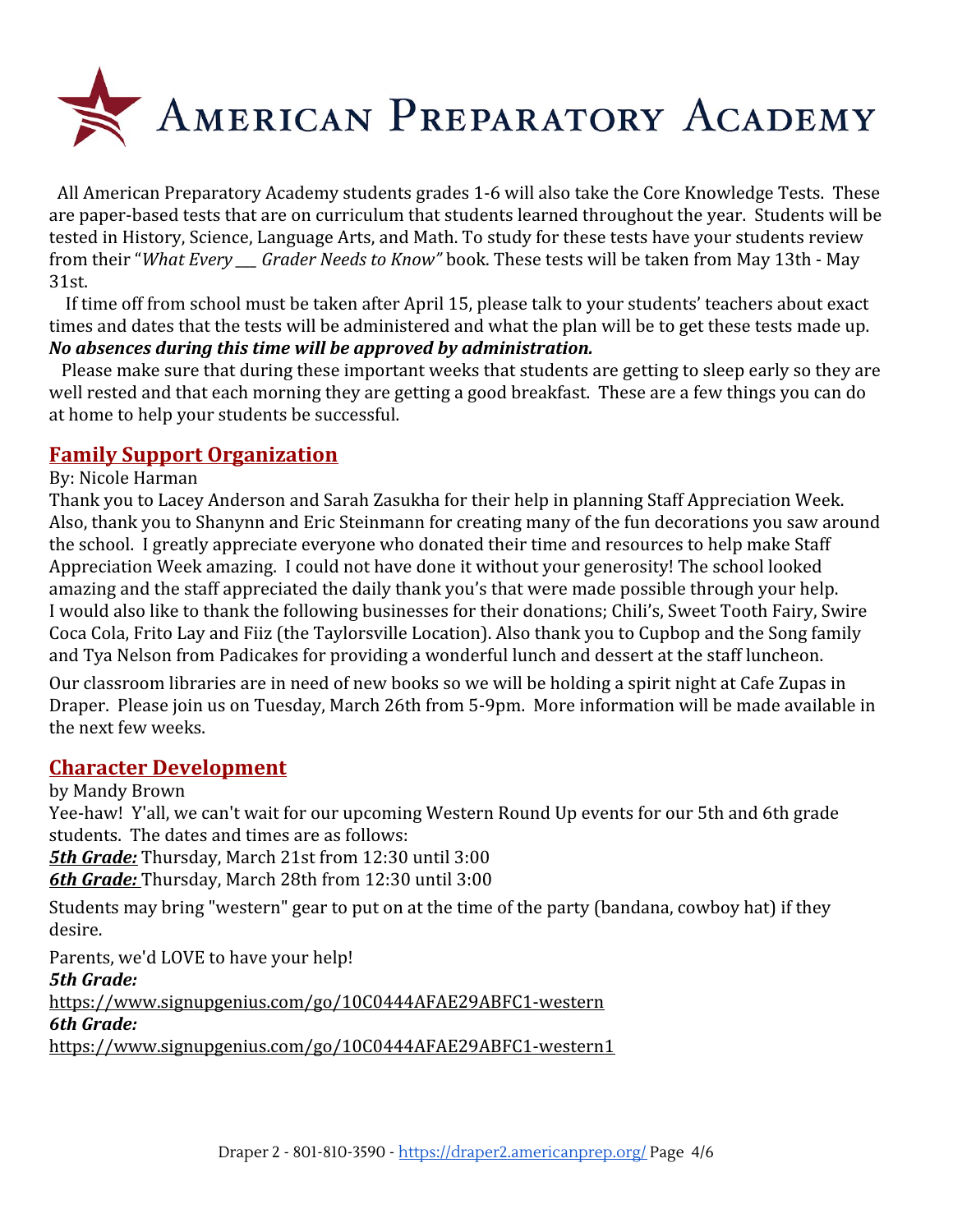All American Preparatory Academy students grades 1-6 will also take the Core Knowledge Tests. These are paper-based tests that are on curriculum that students learned throughout the year. Students will be tested in History, Science, Language Arts, and Math. To study for these tests have your students review from their "*What Every ___ Grader Needs to Know"* book. These tests will be taken from May 13th - May 31st.

If time off from school must be taken after April 15, please talk to your students' teachers about exact times and dates that the tests will be administered and what the plan will be to get these tests made up. ***No absences during this time will be approved by administration.***

Please make sure that during these important weeks that students are getting to sleep early so they are well rested and that each morning they are getting a good breakfast. These are a few things you can do at home to help your students be successful.

## Family Support Organization

By: Nicole Harman

Thank you to Lacey Anderson and Sarah Zasukha for their help in planning Staff Appreciation Week. Also, thank you to Shanynn and Eric Steinmann for creating many of the fun decorations you saw around the school. I greatly appreciate everyone who donated their time and resources to help make Staff Appreciation Week amazing. I could not have done it without your generosity! The school looked amazing and the staff appreciated the daily thank you's that were made possible through your help. I would also like to thank the following businesses for their donations; Chili's, Sweet Tooth Fairy, Swire Coca Cola, Frito Lay and Fiiz (the Taylorsville Location). Also thank you to Cupbop and the Song family and Tya Nelson from Padicakes for providing a wonderful lunch and dessert at the staff luncheon.

Our classroom libraries are in need of new books so we will be holding a spirit night at Cafe Zupas in Draper. Please join us on Tuesday, March 26th from 5-9pm. More information will be made available in the next few weeks.

## Character Development

by Mandy Brown

Yee-haw! Y'all, we can't wait for our upcoming Western Round Up events for our 5th and 6th grade students. The dates and times are as follows:

***5th Grade:*** Thursday, March 21st from 12:30 until 3:00
***6th Grade:*** Thursday, March 28th from 12:30 until 3:00

Students may bring "western" gear to put on at the time of the party (bandana, cowboy hat) if they desire.

Parents, we'd LOVE to have your help!

***5th Grade:***
https://www.signupgenius.com/go/10C0444AFAE29ABFC1-western

***6th Grade:***
https://www.signupgenius.com/go/10C0444AFAE29ABFC1-western1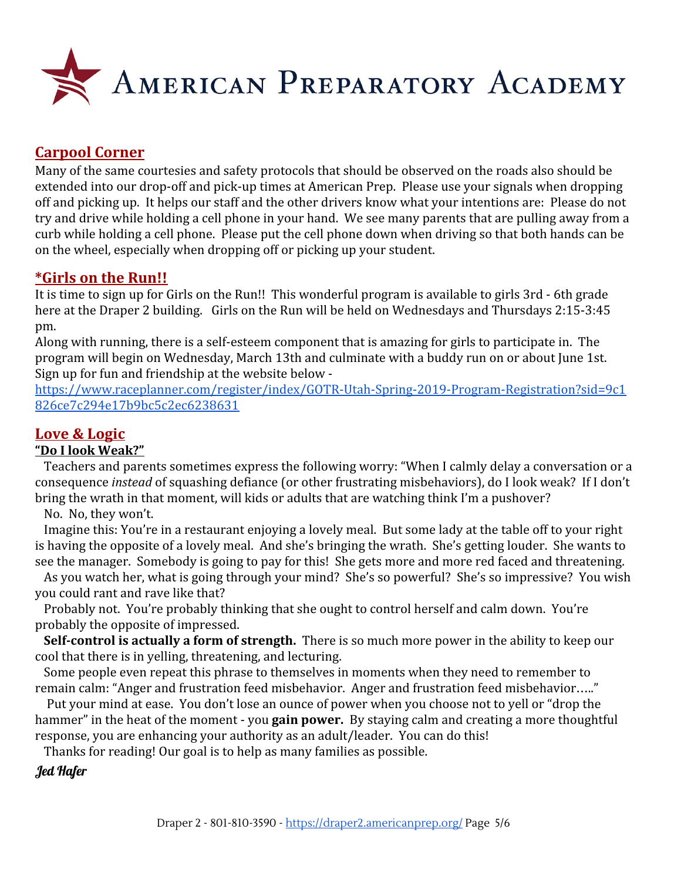# AMERICAN PREPARATORY ACADEMY

## Carpool Corner

Many of the same courtesies and safety protocols that should be observed on the roads also should be extended into our drop-off and pick-up times at American Prep. Please use your signals when dropping off and picking up. It helps our staff and the other drivers know what your intentions are: Please do not try and drive while holding a cell phone in your hand. We see many parents that are pulling away from a curb while holding a cell phone. Please put the cell phone down when driving so that both hands can be on the wheel, especially when dropping off or picking up your student.

## *Girls on the Run!!

It is time to sign up for Girls on the Run!! This wonderful program is available to girls 3rd - 6th grade here at the Draper 2 building. Girls on the Run will be held on Wednesdays and Thursdays 2:15-3:45 pm.

Along with running, there is a self-esteem component that is amazing for girls to participate in. The program will begin on Wednesday, March 13th and culminate with a buddy run on or about June 1st. Sign up for fun and friendship at the website below -

https://www.raceplanner.com/register/index/GOTR-Utah-Spring-2019-Program-Registration?sid=9c1826ce7c294e17b9bc5c2ec6238631

## Love & Logic

### "Do I look Weak?"

Teachers and parents sometimes express the following worry: "When I calmly delay a conversation or a consequence *instead* of squashing defiance (or other frustrating misbehaviors), do I look weak? If I don't bring the wrath in that moment, will kids or adults that are watching think I'm a pushover?

No. No, they won't.

Imagine this: You're in a restaurant enjoying a lovely meal. But some lady at the table off to your right is having the opposite of a lovely meal. And she's bringing the wrath. She's getting louder. She wants to see the manager. Somebody is going to pay for this! She gets more and more red faced and threatening.

As you watch her, what is going through your mind? She's so powerful? She's so impressive? You wish you could rant and rave like that?

Probably not. You're probably thinking that she ought to control herself and calm down. You're probably the opposite of impressed.

**Self-control is actually a form of strength.** There is so much more power in the ability to keep our cool that there is in yelling, threatening, and lecturing.

Some people even repeat this phrase to themselves in moments when they need to remember to remain calm: "Anger and frustration feed misbehavior. Anger and frustration feed misbehavior….."

Put your mind at ease. You don't lose an ounce of power when you choose not to yell or "drop the hammer" in the heat of the moment - you **gain power.** By staying calm and creating a more thoughtful response, you are enhancing your authority as an adult/leader. You can do this!

Thanks for reading! Our goal is to help as many families as possible.

*Jed Hafer*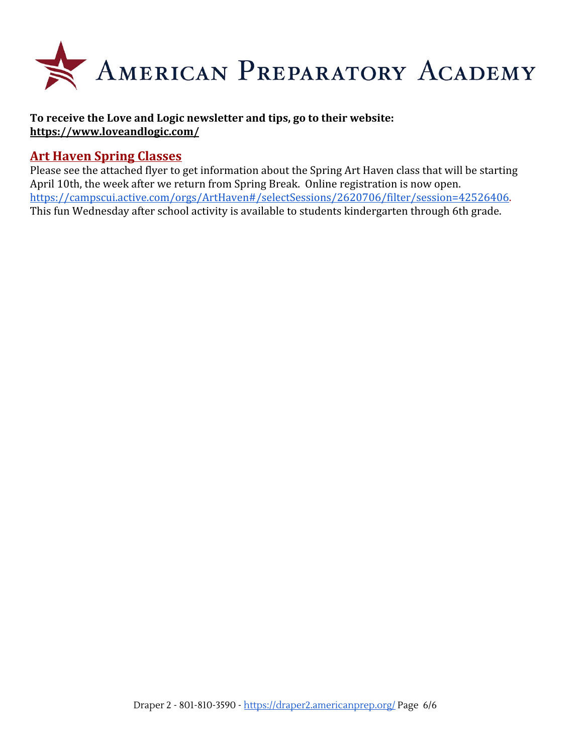**To receive the Love and Logic newsletter and tips, go to their website: [https://www.loveandlogic.com/](https://www.loveandlogic.com/)**

## Art Haven Spring Classes

Please see the attached flyer to get information about the Spring Art Haven class that will be starting April 10th, the week after we return from Spring Break. Online registration is now open. [https://campscui.active.com/orgs/ArtHaven#/selectSessions/2620706/filter/session=42526406](https://campscui.active.com/orgs/ArtHaven#/selectSessions/2620706/filter/session=42526406). This fun Wednesday after school activity is available to students kindergarten through 6th grade.